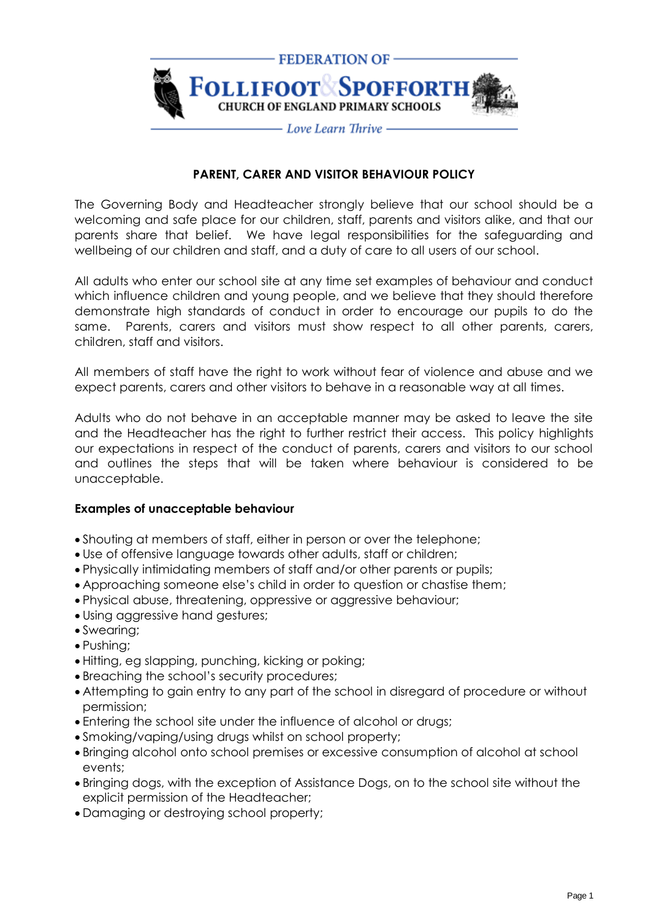FEDERATION OF
FOLLIFOOT & SPOFFORTH
CHURCH OF ENGLAND PRIMARY SCHOOLS
*Love Learn Thrive*

# PARENT, CARER AND VISITOR BEHAVIOUR POLICY

The Governing Body and Headteacher strongly believe that our school should be a welcoming and safe place for our children, staff, parents and visitors alike, and that our parents share that belief. We have legal responsibilities for the safeguarding and wellbeing of our children and staff, and a duty of care to all users of our school.

All adults who enter our school site at any time set examples of behaviour and conduct which influence children and young people, and we believe that they should therefore demonstrate high standards of conduct in order to encourage our pupils to do the same. Parents, carers and visitors must show respect to all other parents, carers, children, staff and visitors.

All members of staff have the right to work without fear of violence and abuse and we expect parents, carers and other visitors to behave in a reasonable way at all times.

Adults who do not behave in an acceptable manner may be asked to leave the site and the Headteacher has the right to further restrict their access. This policy highlights our expectations in respect of the conduct of parents, carers and visitors to our school and outlines the steps that will be taken where behaviour is considered to be unacceptable.

**Examples of unacceptable behaviour**

- Shouting at members of staff, either in person or over the telephone;
- Use of offensive language towards other adults, staff or children;
- Physically intimidating members of staff and/or other parents or pupils;
- Approaching someone else's child in order to question or chastise them;
- Physical abuse, threatening, oppressive or aggressive behaviour;
- Using aggressive hand gestures;
- Swearing;
- Pushing;
- Hitting, eg slapping, punching, kicking or poking;
- Breaching the school's security procedures;
- Attempting to gain entry to any part of the school in disregard of procedure or without permission;
- Entering the school site under the influence of alcohol or drugs;
- Smoking/vaping/using drugs whilst on school property;
- Bringing alcohol onto school premises or excessive consumption of alcohol at school events;
- Bringing dogs, with the exception of Assistance Dogs, on to the school site without the explicit permission of the Headteacher;
- Damaging or destroying school property;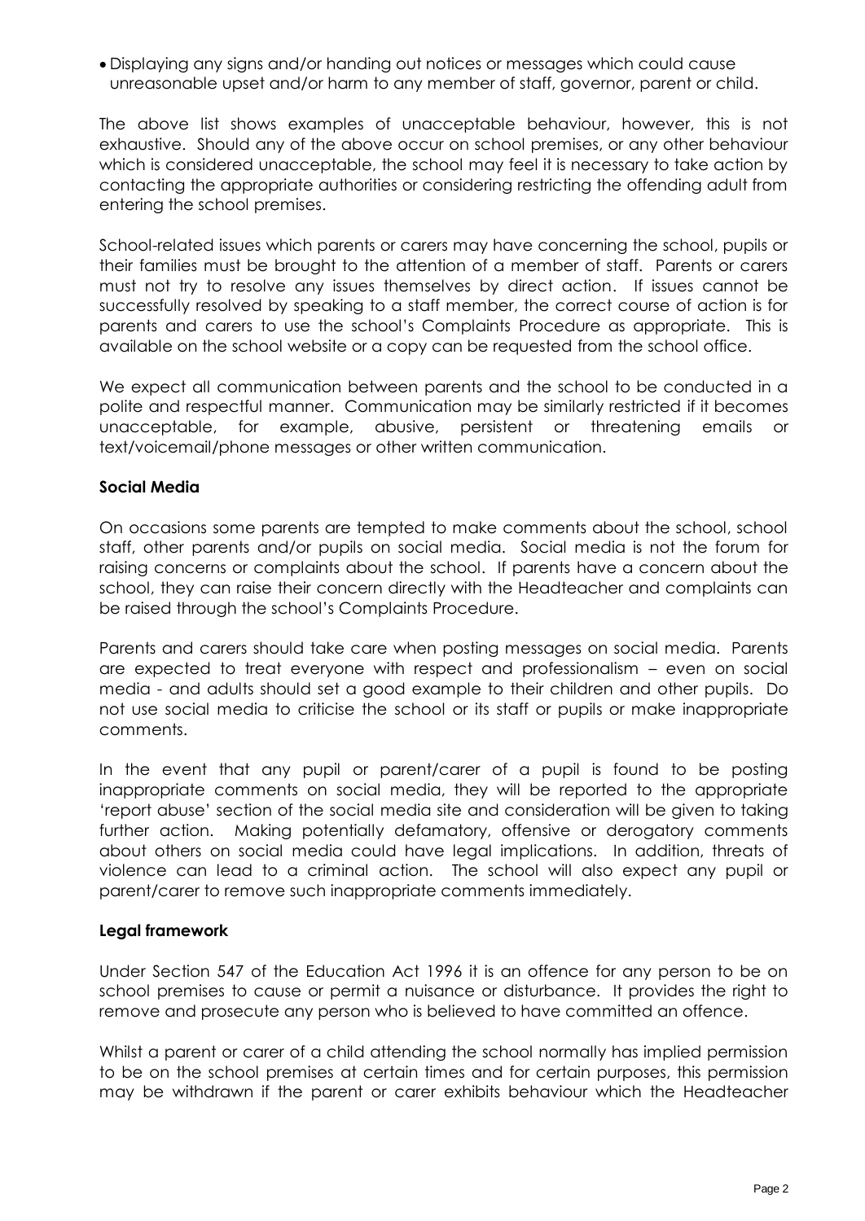- Displaying any signs and/or handing out notices or messages which could cause unreasonable upset and/or harm to any member of staff, governor, parent or child.

The above list shows examples of unacceptable behaviour, however, this is not exhaustive. Should any of the above occur on school premises, or any other behaviour which is considered unacceptable, the school may feel it is necessary to take action by contacting the appropriate authorities or considering restricting the offending adult from entering the school premises.

School-related issues which parents or carers may have concerning the school, pupils or their families must be brought to the attention of a member of staff. Parents or carers must not try to resolve any issues themselves by direct action. If issues cannot be successfully resolved by speaking to a staff member, the correct course of action is for parents and carers to use the school's Complaints Procedure as appropriate. This is available on the school website or a copy can be requested from the school office.

We expect all communication between parents and the school to be conducted in a polite and respectful manner. Communication may be similarly restricted if it becomes unacceptable, for example, abusive, persistent or threatening emails or text/voicemail/phone messages or other written communication.

**Social Media**

On occasions some parents are tempted to make comments about the school, school staff, other parents and/or pupils on social media. Social media is not the forum for raising concerns or complaints about the school. If parents have a concern about the school, they can raise their concern directly with the Headteacher and complaints can be raised through the school's Complaints Procedure.

Parents and carers should take care when posting messages on social media. Parents are expected to treat everyone with respect and professionalism – even on social media - and adults should set a good example to their children and other pupils. Do not use social media to criticise the school or its staff or pupils or make inappropriate comments.

In the event that any pupil or parent/carer of a pupil is found to be posting inappropriate comments on social media, they will be reported to the appropriate 'report abuse' section of the social media site and consideration will be given to taking further action. Making potentially defamatory, offensive or derogatory comments about others on social media could have legal implications. In addition, threats of violence can lead to a criminal action. The school will also expect any pupil or parent/carer to remove such inappropriate comments immediately.

**Legal framework**

Under Section 547 of the Education Act 1996 it is an offence for any person to be on school premises to cause or permit a nuisance or disturbance. It provides the right to remove and prosecute any person who is believed to have committed an offence.

Whilst a parent or carer of a child attending the school normally has implied permission to be on the school premises at certain times and for certain purposes, this permission may be withdrawn if the parent or carer exhibits behaviour which the Headteacher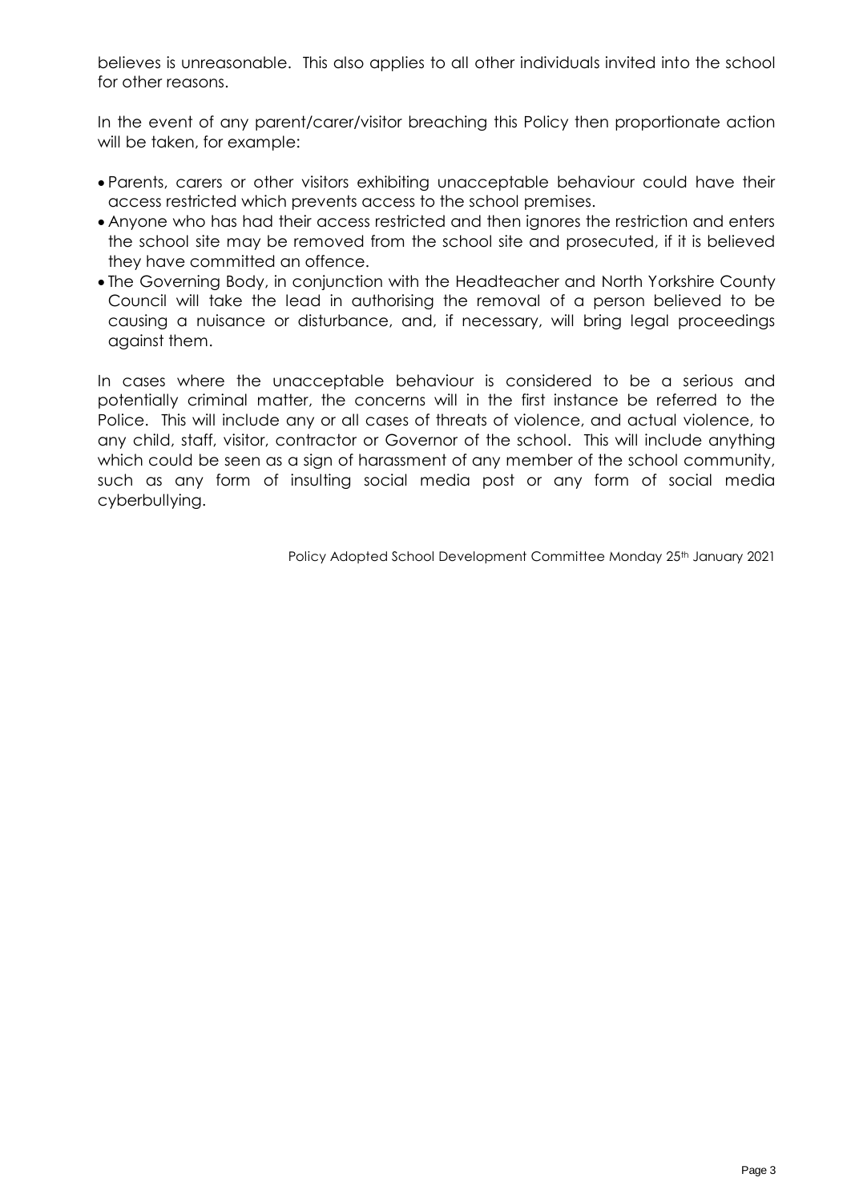believes is unreasonable. This also applies to all other individuals invited into the school for other reasons.

In the event of any parent/carer/visitor breaching this Policy then proportionate action will be taken, for example:

- Parents, carers or other visitors exhibiting unacceptable behaviour could have their access restricted which prevents access to the school premises.
- Anyone who has had their access restricted and then ignores the restriction and enters the school site may be removed from the school site and prosecuted, if it is believed they have committed an offence.
- The Governing Body, in conjunction with the Headteacher and North Yorkshire County Council will take the lead in authorising the removal of a person believed to be causing a nuisance or disturbance, and, if necessary, will bring legal proceedings against them.

In cases where the unacceptable behaviour is considered to be a serious and potentially criminal matter, the concerns will in the first instance be referred to the Police. This will include any or all cases of threats of violence, and actual violence, to any child, staff, visitor, contractor or Governor of the school. This will include anything which could be seen as a sign of harassment of any member of the school community, such as any form of insulting social media post or any form of social media cyberbullying.

Policy Adopted School Development Committee Monday 25th January 2021